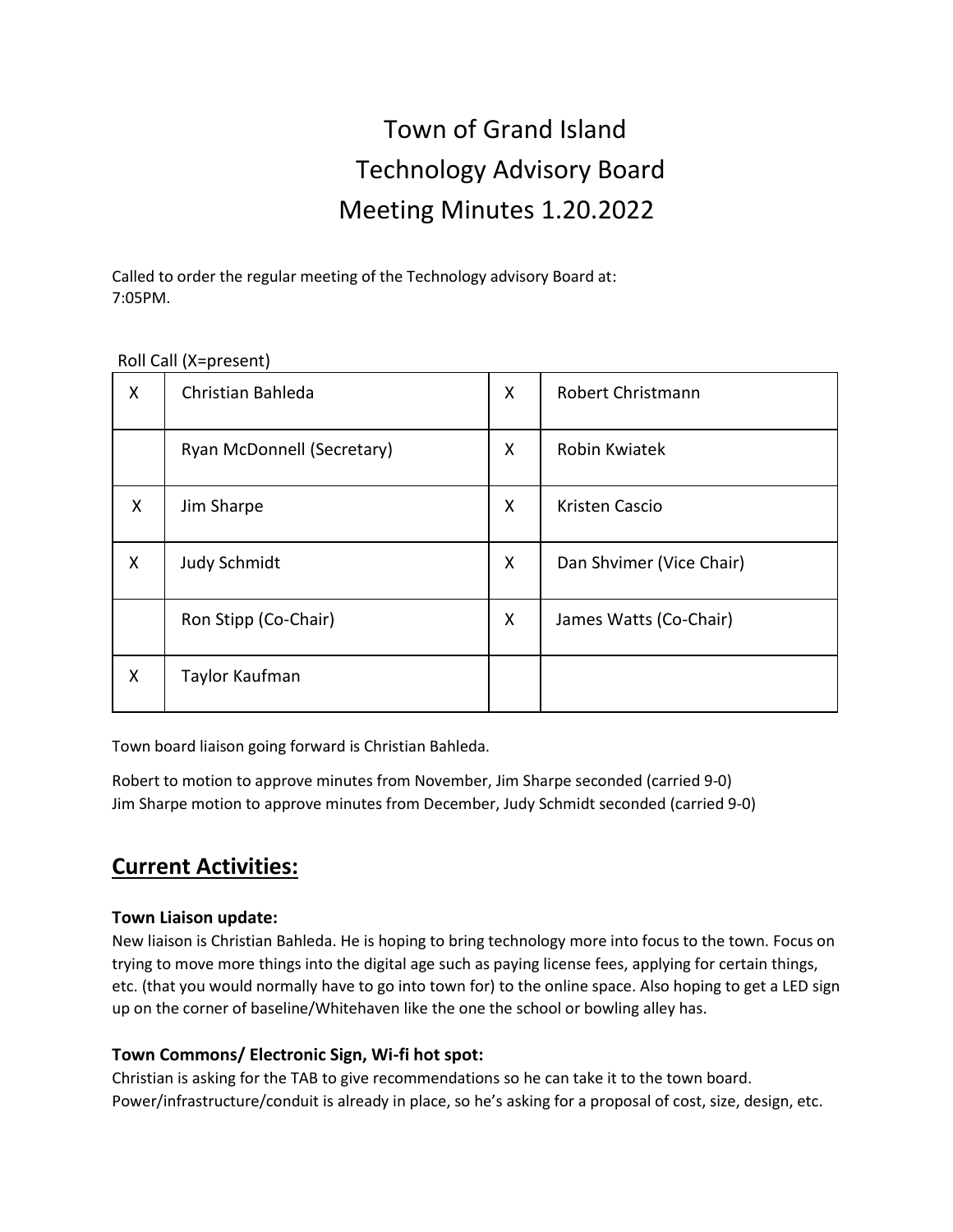# Town of Grand Island
# Technology Advisory Board
# Meeting Minutes 1.20.2022

Called to order the regular meeting of the Technology advisory Board at:
7:05PM.

Roll Call (X=present)

| | | | |
|---|---|---|---|
| X | Christian Bahleda | X | Robert Christmann |
| | Ryan McDonnell (Secretary) | X | Robin Kwiatek |
| X | Jim Sharpe | X | Kristen Cascio |
| X | Judy Schmidt | X | Dan Shvimer (Vice Chair) |
| | Ron Stipp (Co-Chair) | X | James Watts (Co-Chair) |
| X | Taylor Kaufman | | |

Town board liaison going forward is Christian Bahleda.

Robert to motion to approve minutes from November, Jim Sharpe seconded (carried 9-0)
Jim Sharpe motion to approve minutes from December, Judy Schmidt seconded (carried 9-0)

## Current Activities:

**Town Liaison update:**
New liaison is Christian Bahleda. He is hoping to bring technology more into focus to the town. Focus on trying to move more things into the digital age such as paying license fees, applying for certain things, etc. (that you would normally have to go into town for) to the online space. Also hoping to get a LED sign up on the corner of baseline/Whitehaven like the one the school or bowling alley has.

**Town Commons/ Electronic Sign, Wi-fi hot spot:**
Christian is asking for the TAB to give recommendations so he can take it to the town board. Power/infrastructure/conduit is already in place, so he's asking for a proposal of cost, size, design, etc.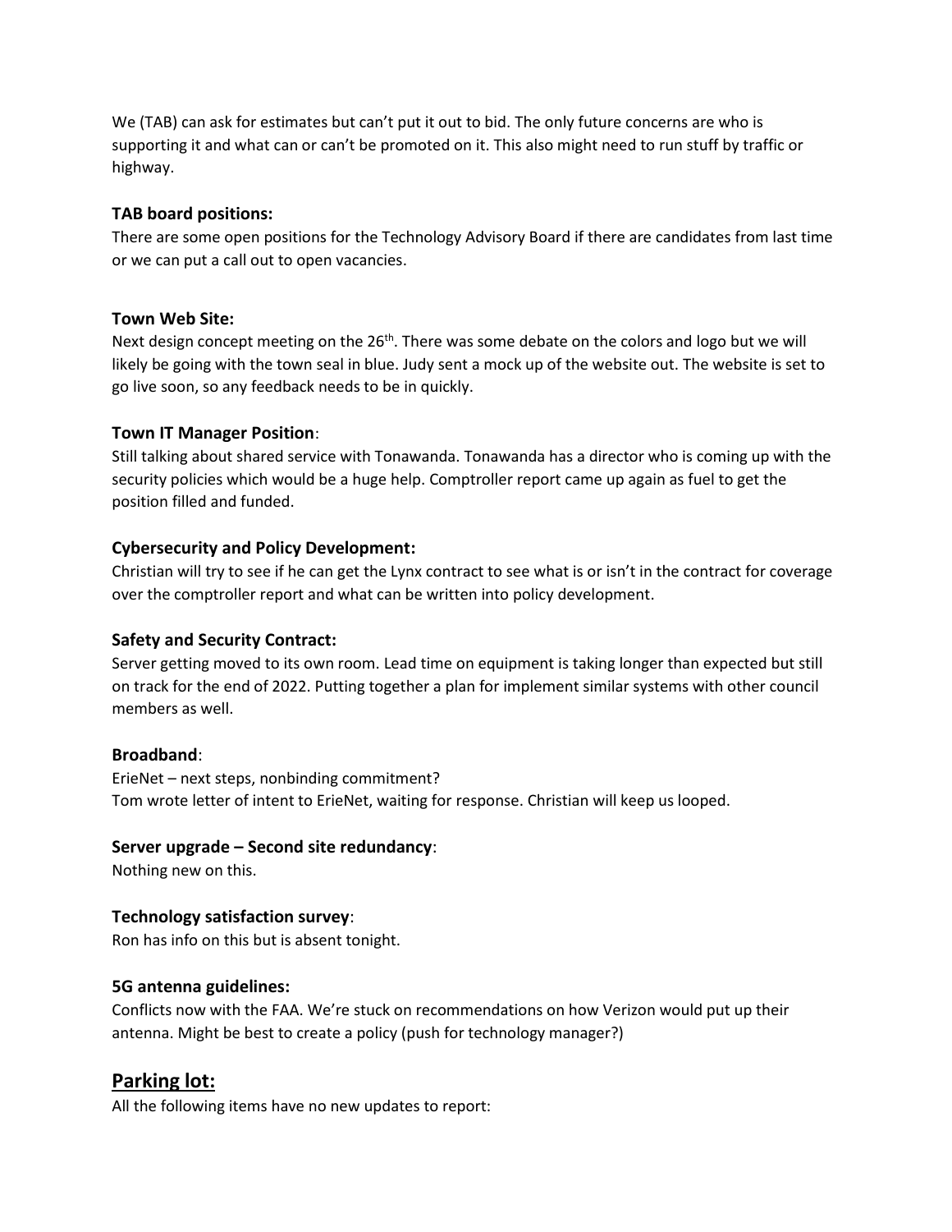We (TAB) can ask for estimates but can't put it out to bid. The only future concerns are who is supporting it and what can or can't be promoted on it. This also might need to run stuff by traffic or highway.

**TAB board positions:**
There are some open positions for the Technology Advisory Board if there are candidates from last time or we can put a call out to open vacancies.

**Town Web Site:**
Next design concept meeting on the 26th. There was some debate on the colors and logo but we will likely be going with the town seal in blue. Judy sent a mock up of the website out. The website is set to go live soon, so any feedback needs to be in quickly.

**Town IT Manager Position**:
Still talking about shared service with Tonawanda. Tonawanda has a director who is coming up with the security policies which would be a huge help. Comptroller report came up again as fuel to get the position filled and funded.

**Cybersecurity and Policy Development:**
Christian will try to see if he can get the Lynx contract to see what is or isn't in the contract for coverage over the comptroller report and what can be written into policy development.

**Safety and Security Contract:**
Server getting moved to its own room. Lead time on equipment is taking longer than expected but still on track for the end of 2022. Putting together a plan for implement similar systems with other council members as well.

**Broadband**:
ErieNet – next steps, nonbinding commitment?
Tom wrote letter of intent to ErieNet, waiting for response. Christian will keep us looped.

**Server upgrade – Second site redundancy**:
Nothing new on this.

**Technology satisfaction survey**:
Ron has info on this but is absent tonight.

**5G antenna guidelines:**
Conflicts now with the FAA. We're stuck on recommendations on how Verizon would put up their antenna. Might be best to create a policy (push for technology manager?)

## Parking lot:

All the following items have no new updates to report: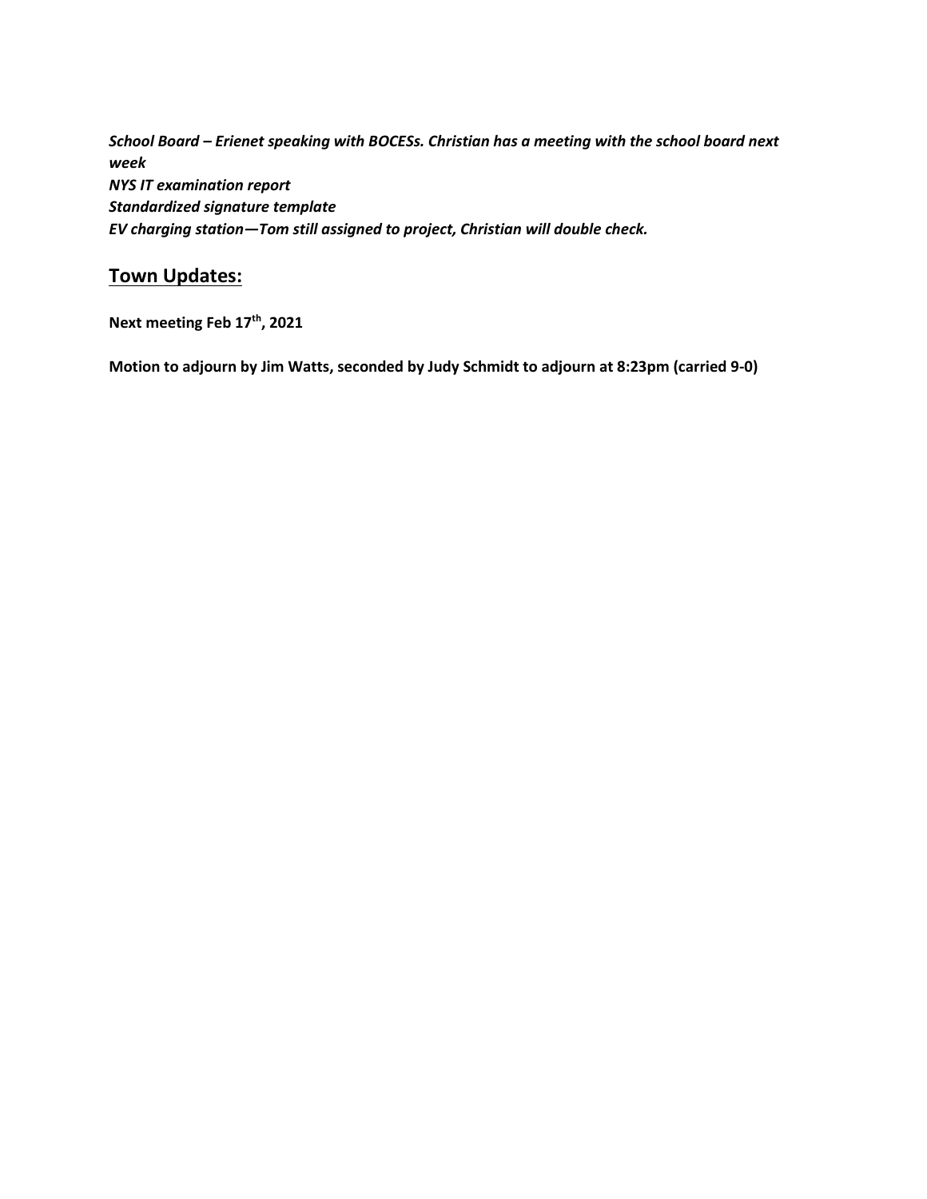***School Board – Erienet speaking with BOCESs. Christian has a meeting with the school board next week***
***NYS IT examination report***
***Standardized signature template***
***EV charging station—Tom still assigned to project, Christian will double check.***

## Town Updates:

**Next meeting Feb 17th, 2021**

**Motion to adjourn by Jim Watts, seconded by Judy Schmidt to adjourn at 8:23pm (carried 9-0)**